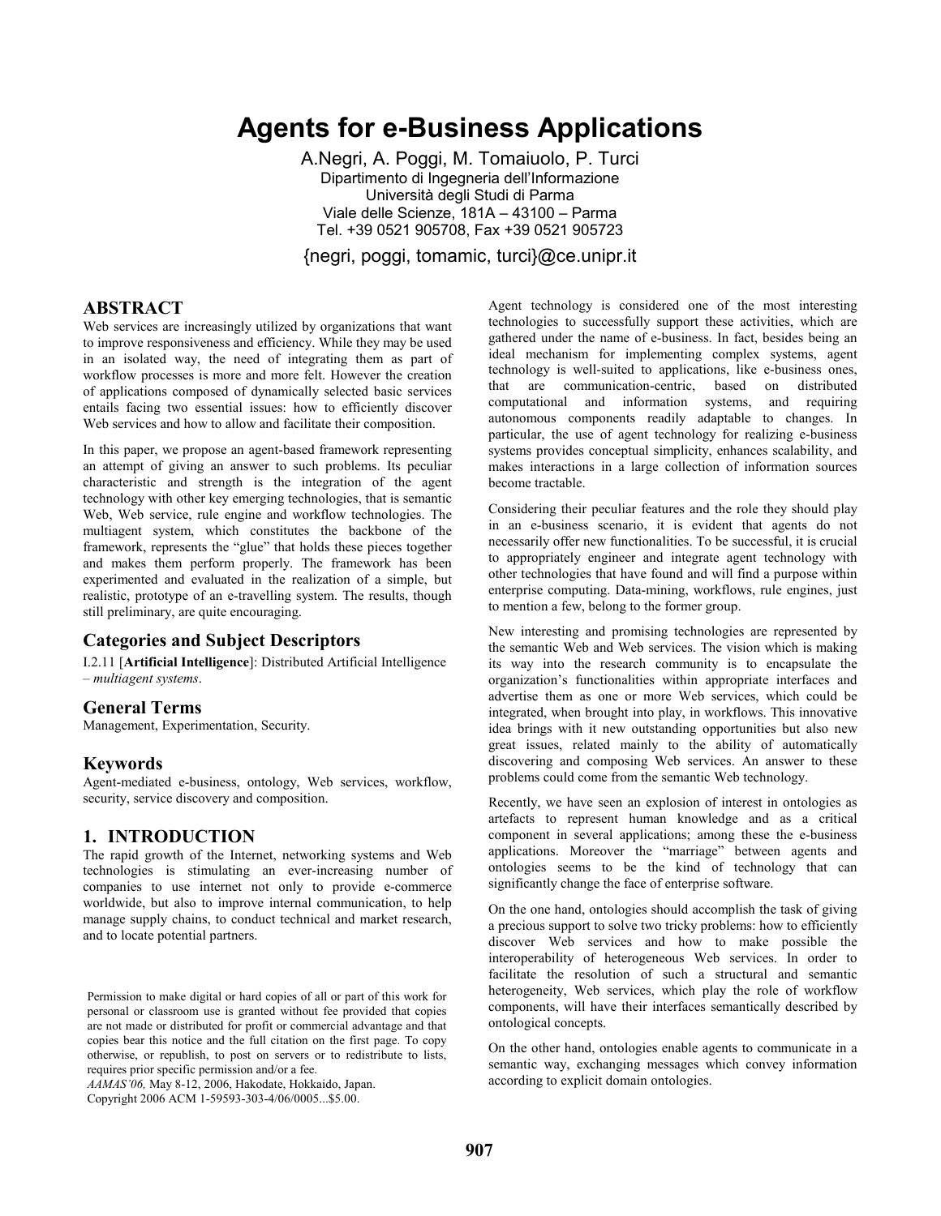# Agents for e-Business Applications

A.Negri, A. Poggi, M. Tomaiuolo, P. Turci
Dipartimento di Ingegneria dell'Informazione
Università degli Studi di Parma
Viale delle Scienze, 181A – 43100 – Parma
Tel. +39 0521 905708, Fax +39 0521 905723

{negri, poggi, tomamic, turci}@ce.unipr.it

## ABSTRACT

Web services are increasingly utilized by organizations that want to improve responsiveness and efficiency. While they may be used in an isolated way, the need of integrating them as part of workflow processes is more and more felt. However the creation of applications composed of dynamically selected basic services entails facing two essential issues: how to efficiently discover Web services and how to allow and facilitate their composition.

In this paper, we propose an agent-based framework representing an attempt of giving an answer to such problems. Its peculiar characteristic and strength is the integration of the agent technology with other key emerging technologies, that is semantic Web, Web service, rule engine and workflow technologies. The multiagent system, which constitutes the backbone of the framework, represents the "glue" that holds these pieces together and makes them perform properly. The framework has been experimented and evaluated in the realization of a simple, but realistic, prototype of an e-travelling system. The results, though still preliminary, are quite encouraging.

## Categories and Subject Descriptors

I.2.11 [**Artificial Intelligence**]: Distributed Artificial Intelligence – *multiagent systems*.

## General Terms

Management, Experimentation, Security.

## Keywords

Agent-mediated e-business, ontology, Web services, workflow, security, service discovery and composition.

## 1. INTRODUCTION

The rapid growth of the Internet, networking systems and Web technologies is stimulating an ever-increasing number of companies to use internet not only to provide e-commerce worldwide, but also to improve internal communication, to help manage supply chains, to conduct technical and market research, and to locate potential partners.

Permission to make digital or hard copies of all or part of this work for personal or classroom use is granted without fee provided that copies are not made or distributed for profit or commercial advantage and that copies bear this notice and the full citation on the first page. To copy otherwise, or republish, to post on servers or to redistribute to lists, requires prior specific permission and/or a fee.
*AAMAS'06,* May 8-12, 2006, Hakodate, Hokkaido, Japan.
Copyright 2006 ACM 1-59593-303-4/06/0005...$5.00.

Agent technology is considered one of the most interesting technologies to successfully support these activities, which are gathered under the name of e-business. In fact, besides being an ideal mechanism for implementing complex systems, agent technology is well-suited to applications, like e-business ones, that are communication-centric, based on distributed computational and information systems, and requiring autonomous components readily adaptable to changes. In particular, the use of agent technology for realizing e-business systems provides conceptual simplicity, enhances scalability, and makes interactions in a large collection of information sources become tractable.

Considering their peculiar features and the role they should play in an e-business scenario, it is evident that agents do not necessarily offer new functionalities. To be successful, it is crucial to appropriately engineer and integrate agent technology with other technologies that have found and will find a purpose within enterprise computing. Data-mining, workflows, rule engines, just to mention a few, belong to the former group.

New interesting and promising technologies are represented by the semantic Web and Web services. The vision which is making its way into the research community is to encapsulate the organization's functionalities within appropriate interfaces and advertise them as one or more Web services, which could be integrated, when brought into play, in workflows. This innovative idea brings with it new outstanding opportunities but also new great issues, related mainly to the ability of automatically discovering and composing Web services. An answer to these problems could come from the semantic Web technology.

Recently, we have seen an explosion of interest in ontologies as artefacts to represent human knowledge and as a critical component in several applications; among these the e-business applications. Moreover the "marriage" between agents and ontologies seems to be the kind of technology that can significantly change the face of enterprise software.

On the one hand, ontologies should accomplish the task of giving a precious support to solve two tricky problems: how to efficiently discover Web services and how to make possible the interoperability of heterogeneous Web services. In order to facilitate the resolution of such a structural and semantic heterogeneity, Web services, which play the role of workflow components, will have their interfaces semantically described by ontological concepts.

On the other hand, ontologies enable agents to communicate in a semantic way, exchanging messages which convey information according to explicit domain ontologies.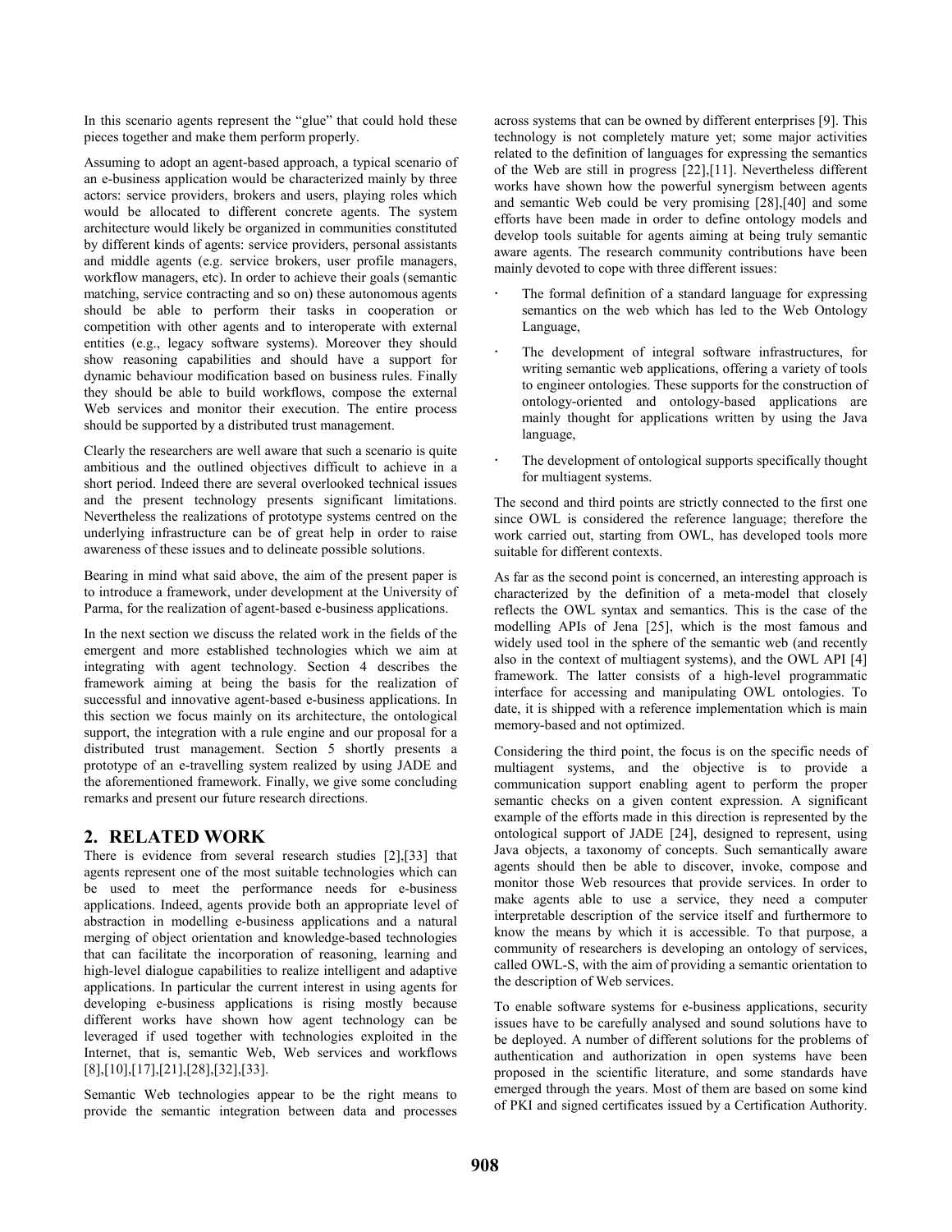In this scenario agents represent the "glue" that could hold these pieces together and make them perform properly.

Assuming to adopt an agent-based approach, a typical scenario of an e-business application would be characterized mainly by three actors: service providers, brokers and users, playing roles which would be allocated to different concrete agents. The system architecture would likely be organized in communities constituted by different kinds of agents: service providers, personal assistants and middle agents (e.g. service brokers, user profile managers, workflow managers, etc). In order to achieve their goals (semantic matching, service contracting and so on) these autonomous agents should be able to perform their tasks in cooperation or competition with other agents and to interoperate with external entities (e.g., legacy software systems). Moreover they should show reasoning capabilities and should have a support for dynamic behaviour modification based on business rules. Finally they should be able to build workflows, compose the external Web services and monitor their execution. The entire process should be supported by a distributed trust management.

Clearly the researchers are well aware that such a scenario is quite ambitious and the outlined objectives difficult to achieve in a short period. Indeed there are several overlooked technical issues and the present technology presents significant limitations. Nevertheless the realizations of prototype systems centred on the underlying infrastructure can be of great help in order to raise awareness of these issues and to delineate possible solutions.

Bearing in mind what said above, the aim of the present paper is to introduce a framework, under development at the University of Parma, for the realization of agent-based e-business applications.

In the next section we discuss the related work in the fields of the emergent and more established technologies which we aim at integrating with agent technology. Section 4 describes the framework aiming at being the basis for the realization of successful and innovative agent-based e-business applications. In this section we focus mainly on its architecture, the ontological support, the integration with a rule engine and our proposal for a distributed trust management. Section 5 shortly presents a prototype of an e-travelling system realized by using JADE and the aforementioned framework. Finally, we give some concluding remarks and present our future research directions.

## 2. RELATED WORK

There is evidence from several research studies [2],[33] that agents represent one of the most suitable technologies which can be used to meet the performance needs for e-business applications. Indeed, agents provide both an appropriate level of abstraction in modelling e-business applications and a natural merging of object orientation and knowledge-based technologies that can facilitate the incorporation of reasoning, learning and high-level dialogue capabilities to realize intelligent and adaptive applications. In particular the current interest in using agents for developing e-business applications is rising mostly because different works have shown how agent technology can be leveraged if used together with technologies exploited in the Internet, that is, semantic Web, Web services and workflows [8],[10],[17],[21],[28],[32],[33].

Semantic Web technologies appear to be the right means to provide the semantic integration between data and processes across systems that can be owned by different enterprises [9]. This technology is not completely mature yet; some major activities related to the definition of languages for expressing the semantics of the Web are still in progress [22],[11]. Nevertheless different works have shown how the powerful synergism between agents and semantic Web could be very promising [28],[40] and some efforts have been made in order to define ontology models and develop tools suitable for agents aiming at being truly semantic aware agents. The research community contributions have been mainly devoted to cope with three different issues:

- The formal definition of a standard language for expressing semantics on the web which has led to the Web Ontology Language,
- The development of integral software infrastructures, for writing semantic web applications, offering a variety of tools to engineer ontologies. These supports for the construction of ontology-oriented and ontology-based applications are mainly thought for applications written by using the Java language,
- The development of ontological supports specifically thought for multiagent systems.

The second and third points are strictly connected to the first one since OWL is considered the reference language; therefore the work carried out, starting from OWL, has developed tools more suitable for different contexts.

As far as the second point is concerned, an interesting approach is characterized by the definition of a meta-model that closely reflects the OWL syntax and semantics. This is the case of the modelling APIs of Jena [25], which is the most famous and widely used tool in the sphere of the semantic web (and recently also in the context of multiagent systems), and the OWL API [4] framework. The latter consists of a high-level programmatic interface for accessing and manipulating OWL ontologies. To date, it is shipped with a reference implementation which is main memory-based and not optimized.

Considering the third point, the focus is on the specific needs of multiagent systems, and the objective is to provide a communication support enabling agent to perform the proper semantic checks on a given content expression. A significant example of the efforts made in this direction is represented by the ontological support of JADE [24], designed to represent, using Java objects, a taxonomy of concepts. Such semantically aware agents should then be able to discover, invoke, compose and monitor those Web resources that provide services. In order to make agents able to use a service, they need a computer interpretable description of the service itself and furthermore to know the means by which it is accessible. To that purpose, a community of researchers is developing an ontology of services, called OWL-S, with the aim of providing a semantic orientation to the description of Web services.

To enable software systems for e-business applications, security issues have to be carefully analysed and sound solutions have to be deployed. A number of different solutions for the problems of authentication and authorization in open systems have been proposed in the scientific literature, and some standards have emerged through the years. Most of them are based on some kind of PKI and signed certificates issued by a Certification Authority.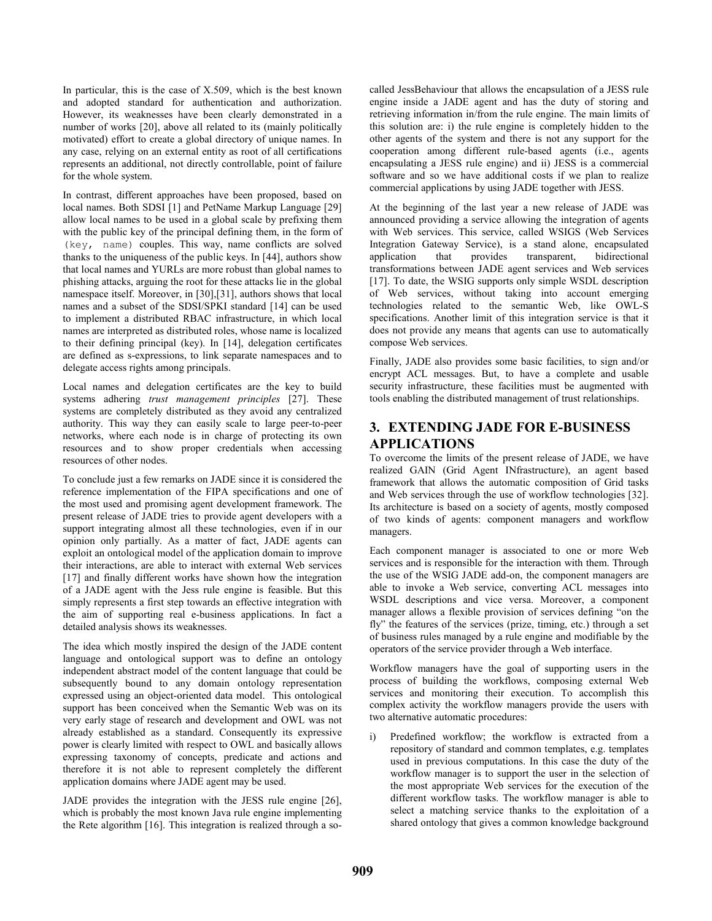In particular, this is the case of X.509, which is the best known and adopted standard for authentication and authorization. However, its weaknesses have been clearly demonstrated in a number of works [20], above all related to its (mainly politically motivated) effort to create a global directory of unique names. In any case, relying on an external entity as root of all certifications represents an additional, not directly controllable, point of failure for the whole system.

In contrast, different approaches have been proposed, based on local names. Both SDSI [1] and PetName Markup Language [29] allow local names to be used in a global scale by prefixing them with the public key of the principal defining them, in the form of `(key, name)` couples. This way, name conflicts are solved thanks to the uniqueness of the public keys. In [44], authors show that local names and YURLs are more robust than global names to phishing attacks, arguing the root for these attacks lie in the global namespace itself. Moreover, in [30],[31], authors shows that local names and a subset of the SDSI/SPKI standard [14] can be used to implement a distributed RBAC infrastructure, in which local names are interpreted as distributed roles, whose name is localized to their defining principal (key). In [14], delegation certificates are defined as s-expressions, to link separate namespaces and to delegate access rights among principals.

Local names and delegation certificates are the key to build systems adhering *trust management principles* [27]. These systems are completely distributed as they avoid any centralized authority. This way they can easily scale to large peer-to-peer networks, where each node is in charge of protecting its own resources and to show proper credentials when accessing resources of other nodes.

To conclude just a few remarks on JADE since it is considered the reference implementation of the FIPA specifications and one of the most used and promising agent development framework. The present release of JADE tries to provide agent developers with a support integrating almost all these technologies, even if in our opinion only partially. As a matter of fact, JADE agents can exploit an ontological model of the application domain to improve their interactions, are able to interact with external Web services [17] and finally different works have shown how the integration of a JADE agent with the Jess rule engine is feasible. But this simply represents a first step towards an effective integration with the aim of supporting real e-business applications. In fact a detailed analysis shows its weaknesses.

The idea which mostly inspired the design of the JADE content language and ontological support was to define an ontology independent abstract model of the content language that could be subsequently bound to any domain ontology representation expressed using an object-oriented data model. This ontological support has been conceived when the Semantic Web was on its very early stage of research and development and OWL was not already established as a standard. Consequently its expressive power is clearly limited with respect to OWL and basically allows expressing taxonomy of concepts, predicate and actions and therefore it is not able to represent completely the different application domains where JADE agent may be used.

JADE provides the integration with the JESS rule engine [26], which is probably the most known Java rule engine implementing the Rete algorithm [16]. This integration is realized through a so-called JessBehaviour that allows the encapsulation of a JESS rule engine inside a JADE agent and has the duty of storing and retrieving information in/from the rule engine. The main limits of this solution are: i) the rule engine is completely hidden to the other agents of the system and there is not any support for the cooperation among different rule-based agents (i.e., agents encapsulating a JESS rule engine) and ii) JESS is a commercial software and so we have additional costs if we plan to realize commercial applications by using JADE together with JESS.

At the beginning of the last year a new release of JADE was announced providing a service allowing the integration of agents with Web services. This service, called WSIGS (Web Services Integration Gateway Service), is a stand alone, encapsulated application that provides transparent, bidirectional transformations between JADE agent services and Web services [17]. To date, the WSIG supports only simple WSDL description of Web services, without taking into account emerging technologies related to the semantic Web, like OWL-S specifications. Another limit of this integration service is that it does not provide any means that agents can use to automatically compose Web services.

Finally, JADE also provides some basic facilities, to sign and/or encrypt ACL messages. But, to have a complete and usable security infrastructure, these facilities must be augmented with tools enabling the distributed management of trust relationships.

# 3. EXTENDING JADE FOR E-BUSINESS APPLICATIONS

To overcome the limits of the present release of JADE, we have realized GAIN (Grid Agent INfrastructure), an agent based framework that allows the automatic composition of Grid tasks and Web services through the use of workflow technologies [32]. Its architecture is based on a society of agents, mostly composed of two kinds of agents: component managers and workflow managers.

Each component manager is associated to one or more Web services and is responsible for the interaction with them. Through the use of the WSIG JADE add-on, the component managers are able to invoke a Web service, converting ACL messages into WSDL descriptions and vice versa. Moreover, a component manager allows a flexible provision of services defining "on the fly" the features of the services (prize, timing, etc.) through a set of business rules managed by a rule engine and modifiable by the operators of the service provider through a Web interface.

Workflow managers have the goal of supporting users in the process of building the workflows, composing external Web services and monitoring their execution. To accomplish this complex activity the workflow managers provide the users with two alternative automatic procedures:

i) Predefined workflow; the workflow is extracted from a repository of standard and common templates, e.g. templates used in previous computations. In this case the duty of the workflow manager is to support the user in the selection of the most appropriate Web services for the execution of the different workflow tasks. The workflow manager is able to select a matching service thanks to the exploitation of a shared ontology that gives a common knowledge background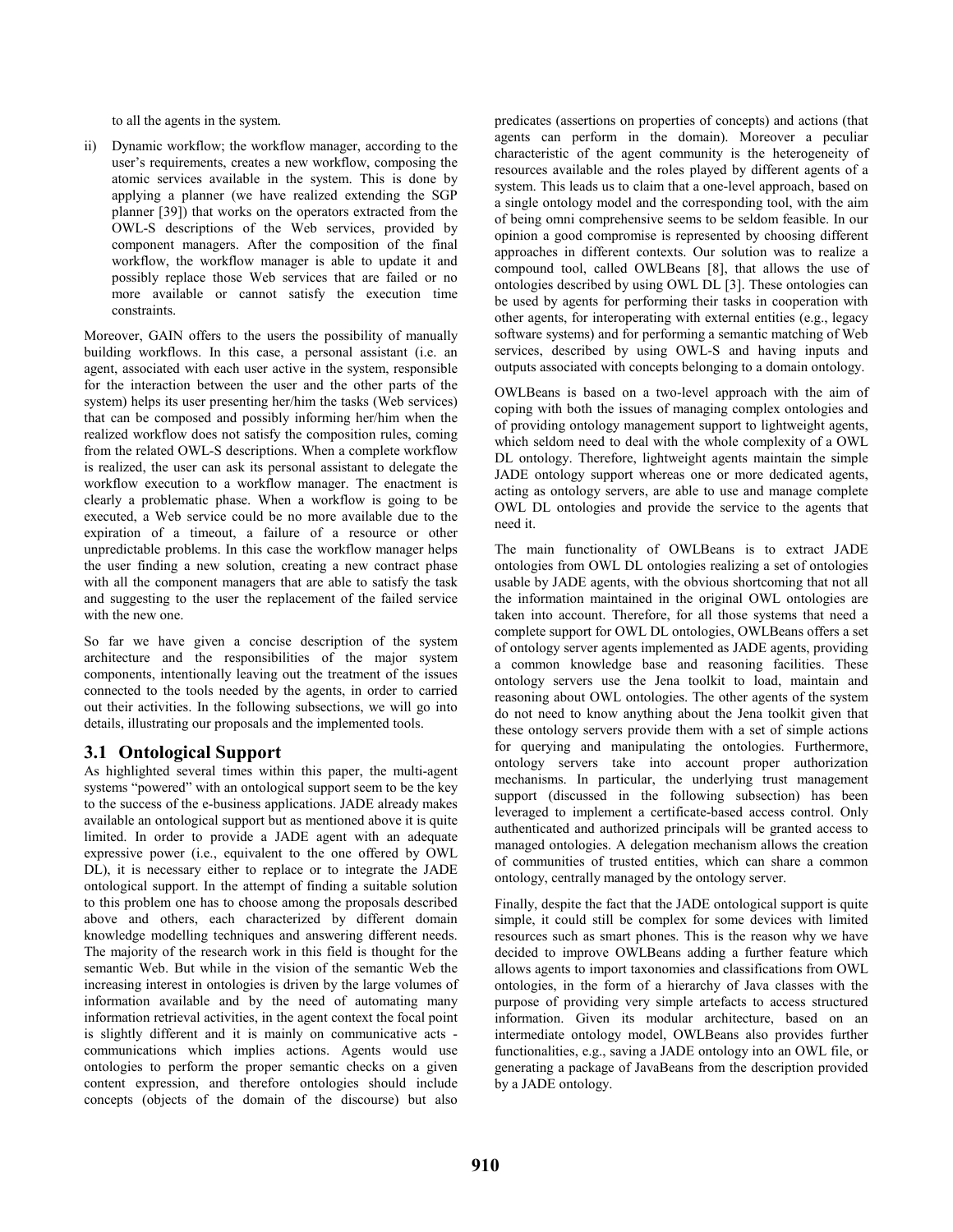to all the agents in the system.

ii) Dynamic workflow; the workflow manager, according to the user's requirements, creates a new workflow, composing the atomic services available in the system. This is done by applying a planner (we have realized extending the SGP planner [39]) that works on the operators extracted from the OWL-S descriptions of the Web services, provided by component managers. After the composition of the final workflow, the workflow manager is able to update it and possibly replace those Web services that are failed or no more available or cannot satisfy the execution time constraints.

Moreover, GAIN offers to the users the possibility of manually building workflows. In this case, a personal assistant (i.e. an agent, associated with each user active in the system, responsible for the interaction between the user and the other parts of the system) helps its user presenting her/him the tasks (Web services) that can be composed and possibly informing her/him when the realized workflow does not satisfy the composition rules, coming from the related OWL-S descriptions. When a complete workflow is realized, the user can ask its personal assistant to delegate the workflow execution to a workflow manager. The enactment is clearly a problematic phase. When a workflow is going to be executed, a Web service could be no more available due to the expiration of a timeout, a failure of a resource or other unpredictable problems. In this case the workflow manager helps the user finding a new solution, creating a new contract phase with all the component managers that are able to satisfy the task and suggesting to the user the replacement of the failed service with the new one.

So far we have given a concise description of the system architecture and the responsibilities of the major system components, intentionally leaving out the treatment of the issues connected to the tools needed by the agents, in order to carried out their activities. In the following subsections, we will go into details, illustrating our proposals and the implemented tools.

## 3.1 Ontological Support

As highlighted several times within this paper, the multi-agent systems "powered" with an ontological support seem to be the key to the success of the e-business applications. JADE already makes available an ontological support but as mentioned above it is quite limited. In order to provide a JADE agent with an adequate expressive power (i.e., equivalent to the one offered by OWL DL), it is necessary either to replace or to integrate the JADE ontological support. In the attempt of finding a suitable solution to this problem one has to choose among the proposals described above and others, each characterized by different domain knowledge modelling techniques and answering different needs. The majority of the research work in this field is thought for the semantic Web. But while in the vision of the semantic Web the increasing interest in ontologies is driven by the large volumes of information available and by the need of automating many information retrieval activities, in the agent context the focal point is slightly different and it is mainly on communicative acts - communications which implies actions. Agents would use ontologies to perform the proper semantic checks on a given content expression, and therefore ontologies should include concepts (objects of the domain of the discourse) but also predicates (assertions on properties of concepts) and actions (that agents can perform in the domain). Moreover a peculiar characteristic of the agent community is the heterogeneity of resources available and the roles played by different agents of a system. This leads us to claim that a one-level approach, based on a single ontology model and the corresponding tool, with the aim of being omni comprehensive seems to be seldom feasible. In our opinion a good compromise is represented by choosing different approaches in different contexts. Our solution was to realize a compound tool, called OWLBeans [8], that allows the use of ontologies described by using OWL DL [3]. These ontologies can be used by agents for performing their tasks in cooperation with other agents, for interoperating with external entities (e.g., legacy software systems) and for performing a semantic matching of Web services, described by using OWL-S and having inputs and outputs associated with concepts belonging to a domain ontology.

OWLBeans is based on a two-level approach with the aim of coping with both the issues of managing complex ontologies and of providing ontology management support to lightweight agents, which seldom need to deal with the whole complexity of a OWL DL ontology. Therefore, lightweight agents maintain the simple JADE ontology support whereas one or more dedicated agents, acting as ontology servers, are able to use and manage complete OWL DL ontologies and provide the service to the agents that need it.

The main functionality of OWLBeans is to extract JADE ontologies from OWL DL ontologies realizing a set of ontologies usable by JADE agents, with the obvious shortcoming that not all the information maintained in the original OWL ontologies are taken into account. Therefore, for all those systems that need a complete support for OWL DL ontologies, OWLBeans offers a set of ontology server agents implemented as JADE agents, providing a common knowledge base and reasoning facilities. These ontology servers use the Jena toolkit to load, maintain and reasoning about OWL ontologies. The other agents of the system do not need to know anything about the Jena toolkit given that these ontology servers provide them with a set of simple actions for querying and manipulating the ontologies. Furthermore, ontology servers take into account proper authorization mechanisms. In particular, the underlying trust management support (discussed in the following subsection) has been leveraged to implement a certificate-based access control. Only authenticated and authorized principals will be granted access to managed ontologies. A delegation mechanism allows the creation of communities of trusted entities, which can share a common ontology, centrally managed by the ontology server.

Finally, despite the fact that the JADE ontological support is quite simple, it could still be complex for some devices with limited resources such as smart phones. This is the reason why we have decided to improve OWLBeans adding a further feature which allows agents to import taxonomies and classifications from OWL ontologies, in the form of a hierarchy of Java classes with the purpose of providing very simple artefacts to access structured information. Given its modular architecture, based on an intermediate ontology model, OWLBeans also provides further functionalities, e.g., saving a JADE ontology into an OWL file, or generating a package of JavaBeans from the description provided by a JADE ontology.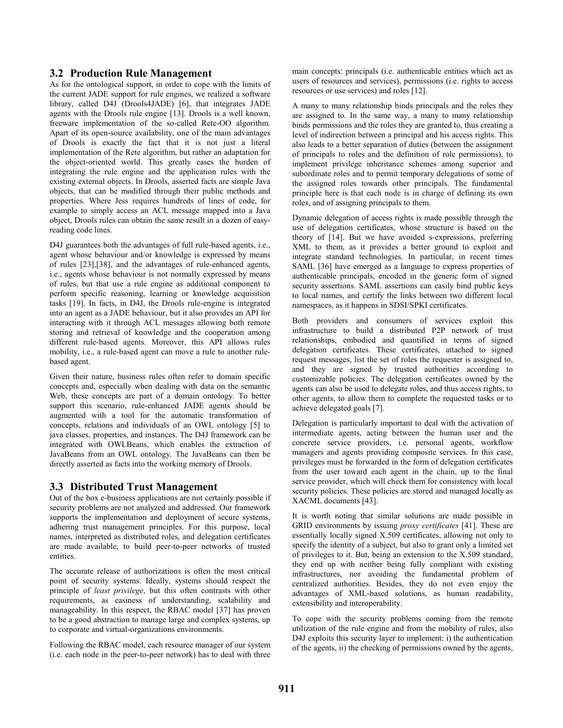## 3.2 Production Rule Management

As for the ontological support, in order to cope with the limits of the current JADE support for rule engines, we realized a software library, called D4J (Drools4JADE) [6], that integrates JADE agents with the Drools rule engine [13]. Drools is a well known, freeware implementation of the so-called Rete-OO algorithm. Apart of its open-source availability, one of the main advantages of Drools is exactly the fact that it is not just a literal implementation of the Rete algorithm, but rather an adaptation for the object-oriented world. This greatly eases the burden of integrating the rule engine and the application rules with the existing external objects. In Drools, asserted facts are simple Java objects, that can be modified through their public methods and properties. Where Jess requires hundreds of lines of code, for example to simply access an ACL message mapped into a Java object, Drools rules can obtain the same result in a dozen of easy-reading code lines.

D4J guarantees both the advantages of full rule-based agents, i.e., agent whose behaviour and/or knowledge is expressed by means of rules [23],[38], and the advantages of rule-enhanced agents, i.e., agents whose behaviour is not normally expressed by means of rules, but that use a rule engine as additional component to perform specific reasoning, learning or knowledge acquisition tasks [19]. In facts, in D4J, the Drools rule-engine is integrated into an agent as a JADE behaviour, but it also provides an API for interacting with it through ACL messages allowing both remote storing and retrieval of knowledge and the cooperation among different rule-based agents. Moreover, this API allows rules mobility, i.e., a rule-based agent can move a rule to another rule-based agent.

Given their nature, business rules often refer to domain specific concepts and, especially when dealing with data on the semantic Web, these concepts are part of a domain ontology. To better support this scenario, rule-enhanced JADE agents should be augmented with a tool for the automatic transformation of concepts, relations and individuals of an OWL ontology [5] to java classes, properties, and instances. The D4J framework can be integrated with OWLBeans, which enables the extraction of JavaBeans from an OWL ontology. The JavaBeans can then be directly asserted as facts into the working memory of Drools.

## 3.3 Distributed Trust Management

Out of the box e-business applications are not certainly possible if security problems are not analyzed and addressed. Our framework supports the implementation and deployment of secure systems, adhering trust management principles. For this purpose, local names, interpreted as distributed roles, and delegation certificates are made available, to build peer-to-peer networks of trusted entities.

The accurate release of authorizations is often the most critical point of security systems. Ideally, systems should respect the principle of *least privilege*, but this often contrasts with other requirements, as easiness of understanding, scalability and manageability. In this respect, the RBAC model [37] has proven to be a good abstraction to manage large and complex systems, up to corporate and virtual-organizations environments.

Following the RBAC model, each resource manager of our system (i.e. each node in the peer-to-peer network) has to deal with three main concepts: principals (i.e. authenticable entities which act as users of resources and services), permissions (i.e. rights to access resources or use services) and roles [12].

A many to many relationship binds principals and the roles they are assigned to. In the same way, a many to many relationship binds permissions and the roles they are granted to, thus creating a level of indirection between a principal and his access rights. This also leads to a better separation of duties (between the assignment of principals to roles and the definition of role permissions), to implement privilege inheritance schemes among superior and subordinate roles and to permit temporary delegations of some of the assigned roles towards other principals. The fundamental principle here is that each node is in charge of defining its own roles, and of assigning principals to them.

Dynamic delegation of access rights is made possible through the use of delegation certificates, whose structure is based on the theory of [14]. But we have avoided s-expressions, preferring XML to them, as it provides a better ground to exploit and integrate standard technologies. In particular, in recent times SAML [36] have emerged as a language to express properties of authenticable principals, encoded in the generic form of signed security assertions. SAML assertions can easily bind public keys to local names, and certify the links between two different local namespaces, as it happens in SDSI/SPKI certificates.

Both providers and consumers of services exploit this infrastructure to build a distributed P2P network of trust relationships, embodied and quantified in terms of signed delegation certificates. These certificates, attached to signed request messages, list the set of roles the requester is assigned to, and they are signed by trusted authorities according to customizable policies. The delegation certificates owned by the agents can also be used to delegate roles, and thus access rights, to other agents, to allow them to complete the requested tasks or to achieve delegated goals [7].

Delegation is particularly important to deal with the activation of intermediate agents, acting between the human user and the concrete service providers, i.e. personal agents, workflow managers and agents providing composite services. In this case, privileges must be forwarded in the form of delegation certificates from the user toward each agent in the chain, up to the final service provider, which will check them for consistency with local security policies. These policies are stored and managed locally as XACML documents [43].

It is worth noting that similar solutions are made possible in GRID environments by issuing *proxy certificates* [41]. These are essentially locally signed X.509 certificates, allowing not only to specify the identity of a subject, but also to grant only a limited set of privileges to it. But, being an extension to the X.509 standard, they end up with neither being fully compliant with existing infrastructures, nor avoiding the fundamental problem of centralized authorities. Besides, they do not even enjoy the advantages of XML-based solutions, as human readability, extensibility and interoperability.

To cope with the security problems coming from the remote utilization of the rule engine and from the mobility of rules, also D4J exploits this security layer to implement: i) the authentication of the agents, ii) the checking of permissions owned by the agents,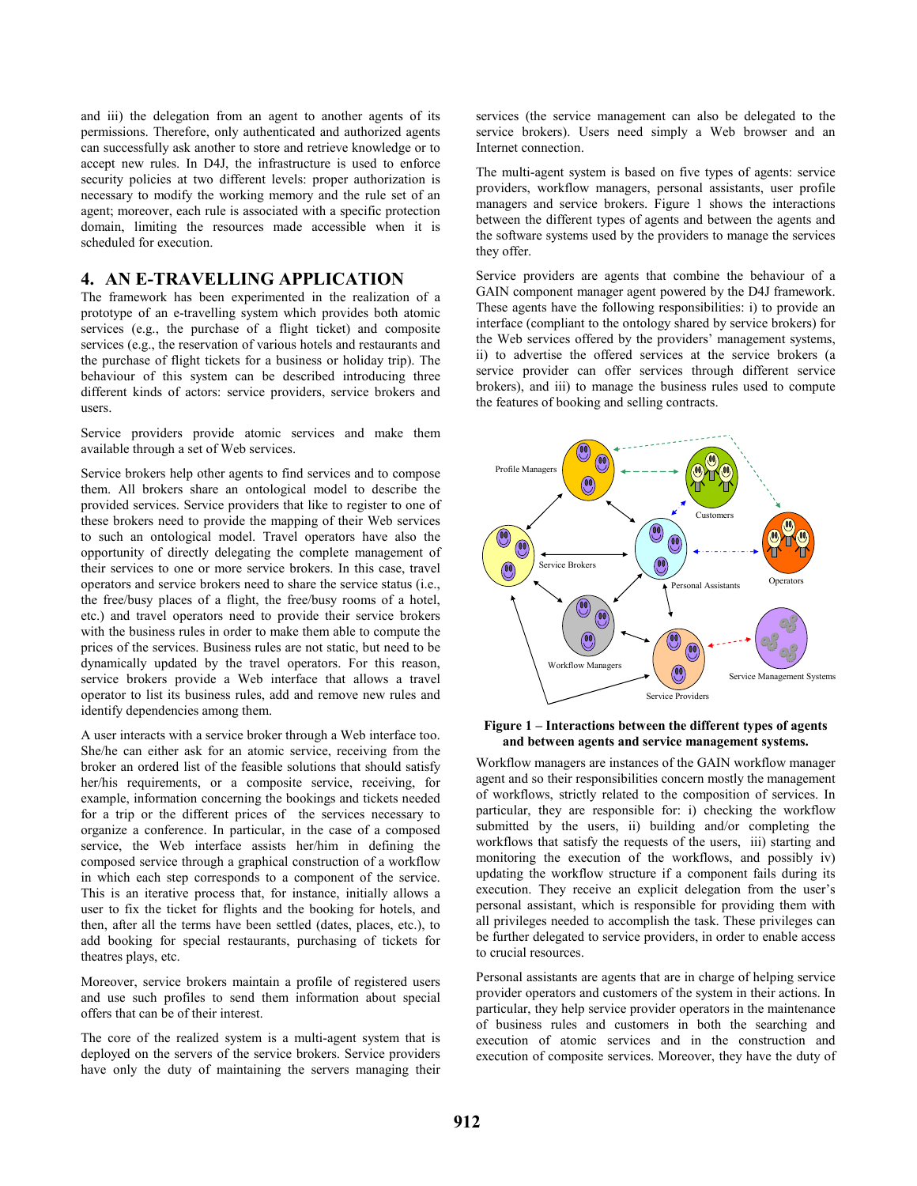and iii) the delegation from an agent to another agents of its permissions. Therefore, only authenticated and authorized agents can successfully ask another to store and retrieve knowledge or to accept new rules. In D4J, the infrastructure is used to enforce security policies at two different levels: proper authorization is necessary to modify the working memory and the rule set of an agent; moreover, each rule is associated with a specific protection domain, limiting the resources made accessible when it is scheduled for execution.

## 4. AN E-TRAVELLING APPLICATION

The framework has been experimented in the realization of a prototype of an e-travelling system which provides both atomic services (e.g., the purchase of a flight ticket) and composite services (e.g., the reservation of various hotels and restaurants and the purchase of flight tickets for a business or holiday trip). The behaviour of this system can be described introducing three different kinds of actors: service providers, service brokers and users.

Service providers provide atomic services and make them available through a set of Web services.

Service brokers help other agents to find services and to compose them. All brokers share an ontological model to describe the provided services. Service providers that like to register to one of these brokers need to provide the mapping of their Web services to such an ontological model. Travel operators have also the opportunity of directly delegating the complete management of their services to one or more service brokers. In this case, travel operators and service brokers need to share the service status (i.e., the free/busy places of a flight, the free/busy rooms of a hotel, etc.) and travel operators need to provide their service brokers with the business rules in order to make them able to compute the prices of the services. Business rules are not static, but need to be dynamically updated by the travel operators. For this reason, service brokers provide a Web interface that allows a travel operator to list its business rules, add and remove new rules and identify dependencies among them.

A user interacts with a service broker through a Web interface too. She/he can either ask for an atomic service, receiving from the broker an ordered list of the feasible solutions that should satisfy her/his requirements, or a composite service, receiving, for example, information concerning the bookings and tickets needed for a trip or the different prices of the services necessary to organize a conference. In particular, in the case of a composed service, the Web interface assists her/him in defining the composed service through a graphical construction of a workflow in which each step corresponds to a component of the service. This is an iterative process that, for instance, initially allows a user to fix the ticket for flights and the booking for hotels, and then, after all the terms have been settled (dates, places, etc.), to add booking for special restaurants, purchasing of tickets for theatres plays, etc.

Moreover, service brokers maintain a profile of registered users and use such profiles to send them information about special offers that can be of their interest.

The core of the realized system is a multi-agent system that is deployed on the servers of the service brokers. Service providers have only the duty of maintaining the servers managing their services (the service management can also be delegated to the service brokers). Users need simply a Web browser and an Internet connection.

The multi-agent system is based on five types of agents: service providers, workflow managers, personal assistants, user profile managers and service brokers. Figure 1 shows the interactions between the different types of agents and between the agents and the software systems used by the providers to manage the services they offer.

Service providers are agents that combine the behaviour of a GAIN component manager agent powered by the D4J framework. These agents have the following responsibilities: i) to provide an interface (compliant to the ontology shared by service brokers) for the Web services offered by the providers' management systems, ii) to advertise the offered services at the service brokers (a service provider can offer services through different service brokers), and iii) to manage the business rules used to compute the features of booking and selling contracts.

**Figure 1 – Interactions between the different types of agents and between agents and service management systems.**

Workflow managers are instances of the GAIN workflow manager agent and so their responsibilities concern mostly the management of workflows, strictly related to the composition of services. In particular, they are responsible for: i) checking the workflow submitted by the users, ii) building and/or completing the workflows that satisfy the requests of the users, iii) starting and monitoring the execution of the workflows, and possibly iv) updating the workflow structure if a component fails during its execution. They receive an explicit delegation from the user's personal assistant, which is responsible for providing them with all privileges needed to accomplish the task. These privileges can be further delegated to service providers, in order to enable access to crucial resources.

Personal assistants are agents that are in charge of helping service provider operators and customers of the system in their actions. In particular, they help service provider operators in the maintenance of business rules and customers in both the searching and execution of atomic services and in the construction and execution of composite services. Moreover, they have the duty of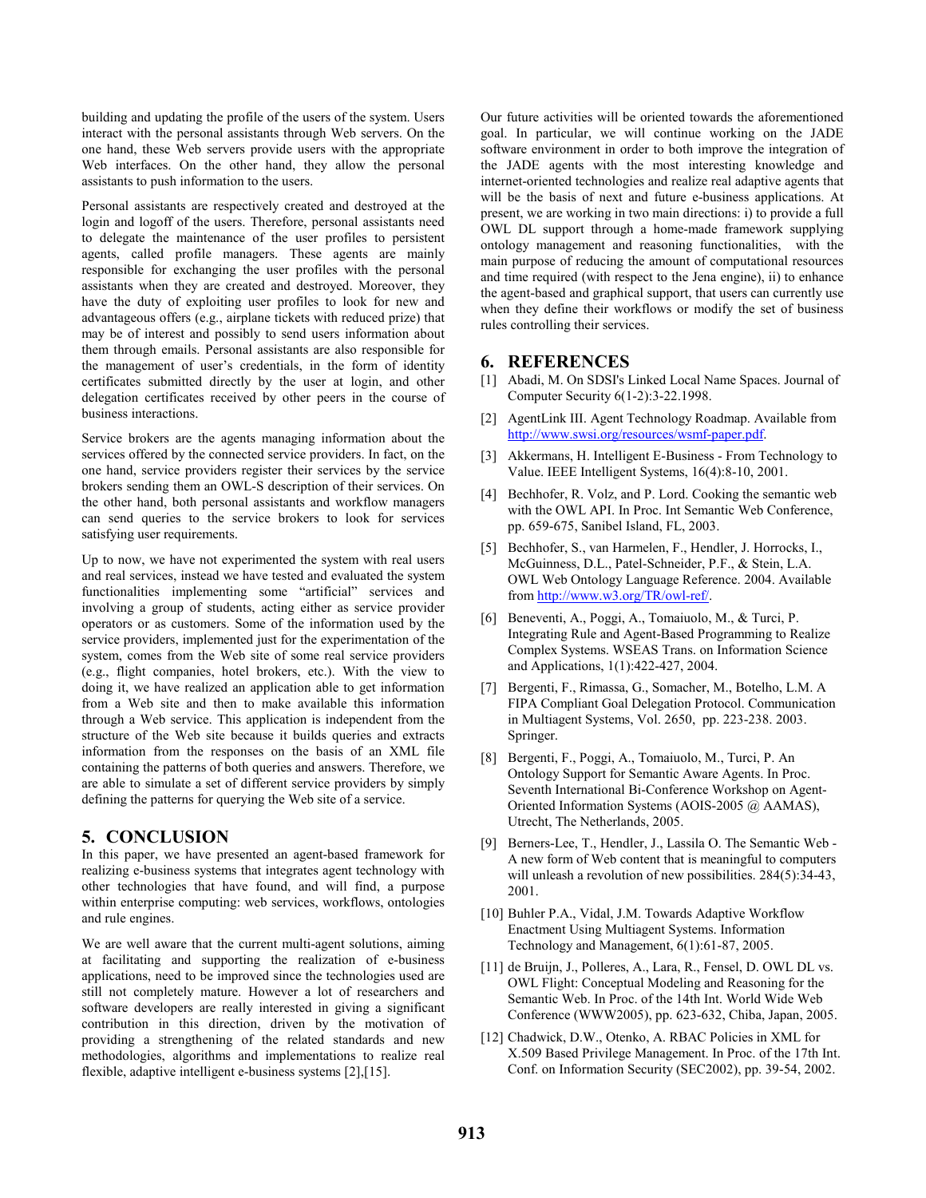building and updating the profile of the users of the system. Users interact with the personal assistants through Web servers. On the one hand, these Web servers provide users with the appropriate Web interfaces. On the other hand, they allow the personal assistants to push information to the users.

Personal assistants are respectively created and destroyed at the login and logoff of the users. Therefore, personal assistants need to delegate the maintenance of the user profiles to persistent agents, called profile managers. These agents are mainly responsible for exchanging the user profiles with the personal assistants when they are created and destroyed. Moreover, they have the duty of exploiting user profiles to look for new and advantageous offers (e.g., airplane tickets with reduced prize) that may be of interest and possibly to send users information about them through emails. Personal assistants are also responsible for the management of user's credentials, in the form of identity certificates submitted directly by the user at login, and other delegation certificates received by other peers in the course of business interactions.

Service brokers are the agents managing information about the services offered by the connected service providers. In fact, on the one hand, service providers register their services by the service brokers sending them an OWL-S description of their services. On the other hand, both personal assistants and workflow managers can send queries to the service brokers to look for services satisfying user requirements.

Up to now, we have not experimented the system with real users and real services, instead we have tested and evaluated the system functionalities implementing some "artificial" services and involving a group of students, acting either as service provider operators or as customers. Some of the information used by the service providers, implemented just for the experimentation of the system, comes from the Web site of some real service providers (e.g., flight companies, hotel brokers, etc.). With the view to doing it, we have realized an application able to get information from a Web site and then to make available this information through a Web service. This application is independent from the structure of the Web site because it builds queries and extracts information from the responses on the basis of an XML file containing the patterns of both queries and answers. Therefore, we are able to simulate a set of different service providers by simply defining the patterns for querying the Web site of a service.

## 5. CONCLUSION

In this paper, we have presented an agent-based framework for realizing e-business systems that integrates agent technology with other technologies that have found, and will find, a purpose within enterprise computing: web services, workflows, ontologies and rule engines.

We are well aware that the current multi-agent solutions, aiming at facilitating and supporting the realization of e-business applications, need to be improved since the technologies used are still not completely mature. However a lot of researchers and software developers are really interested in giving a significant contribution in this direction, driven by the motivation of providing a strengthening of the related standards and new methodologies, algorithms and implementations to realize real flexible, adaptive intelligent e-business systems [2],[15].

Our future activities will be oriented towards the aforementioned goal. In particular, we will continue working on the JADE software environment in order to both improve the integration of the JADE agents with the most interesting knowledge and internet-oriented technologies and realize real adaptive agents that will be the basis of next and future e-business applications. At present, we are working in two main directions: i) to provide a full OWL DL support through a home-made framework supplying ontology management and reasoning functionalities, with the main purpose of reducing the amount of computational resources and time required (with respect to the Jena engine), ii) to enhance the agent-based and graphical support, that users can currently use when they define their workflows or modify the set of business rules controlling their services.

## 6. REFERENCES

[1] Abadi, M. On SDSI's Linked Local Name Spaces. Journal of Computer Security 6(1-2):3-22.1998.

[2] AgentLink III. Agent Technology Roadmap. Available from http://www.swsi.org/resources/wsmf-paper.pdf.

[3] Akkermans, H. Intelligent E-Business - From Technology to Value. IEEE Intelligent Systems, 16(4):8-10, 2001.

[4] Bechhofer, R. Volz, and P. Lord. Cooking the semantic web with the OWL API. In Proc. Int Semantic Web Conference, pp. 659-675, Sanibel Island, FL, 2003.

[5] Bechhofer, S., van Harmelen, F., Hendler, J. Horrocks, I., McGuinness, D.L., Patel-Schneider, P.F., & Stein, L.A. OWL Web Ontology Language Reference. 2004. Available from http://www.w3.org/TR/owl-ref/.

[6] Beneventi, A., Poggi, A., Tomaiuolo, M., & Turci, P. Integrating Rule and Agent-Based Programming to Realize Complex Systems. WSEAS Trans. on Information Science and Applications, 1(1):422-427, 2004.

[7] Bergenti, F., Rimassa, G., Somacher, M., Botelho, L.M. A FIPA Compliant Goal Delegation Protocol. Communication in Multiagent Systems, Vol. 2650, pp. 223-238. 2003. Springer.

[8] Bergenti, F., Poggi, A., Tomaiuolo, M., Turci, P. An Ontology Support for Semantic Aware Agents. In Proc. Seventh International Bi-Conference Workshop on Agent-Oriented Information Systems (AOIS-2005 @ AAMAS), Utrecht, The Netherlands, 2005.

[9] Berners-Lee, T., Hendler, J., Lassila O. The Semantic Web - A new form of Web content that is meaningful to computers will unleash a revolution of new possibilities. 284(5):34-43, 2001.

[10] Buhler P.A., Vidal, J.M. Towards Adaptive Workflow Enactment Using Multiagent Systems. Information Technology and Management, 6(1):61-87, 2005.

[11] de Bruijn, J., Polleres, A., Lara, R., Fensel, D. OWL DL vs. OWL Flight: Conceptual Modeling and Reasoning for the Semantic Web. In Proc. of the 14th Int. World Wide Web Conference (WWW2005), pp. 623-632, Chiba, Japan, 2005.

[12] Chadwick, D.W., Otenko, A. RBAC Policies in XML for X.509 Based Privilege Management. In Proc. of the 17th Int. Conf. on Information Security (SEC2002), pp. 39-54, 2002.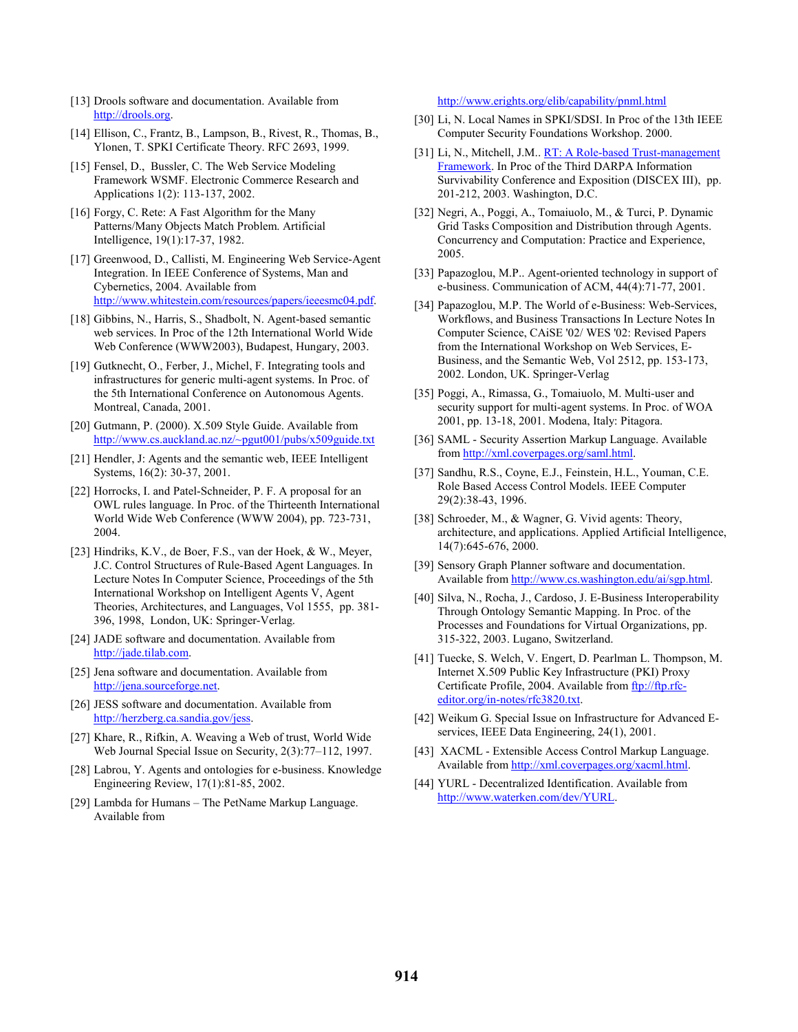[13] Drools software and documentation. Available from http://drools.org.

[14] Ellison, C., Frantz, B., Lampson, B., Rivest, R., Thomas, B., Ylonen, T. SPKI Certificate Theory. RFC 2693, 1999.

[15] Fensel, D., Bussler, C. The Web Service Modeling Framework WSMF. Electronic Commerce Research and Applications 1(2): 113-137, 2002.

[16] Forgy, C. Rete: A Fast Algorithm for the Many Patterns/Many Objects Match Problem. Artificial Intelligence, 19(1):17-37, 1982.

[17] Greenwood, D., Callisti, M. Engineering Web Service-Agent Integration. In IEEE Conference of Systems, Man and Cybernetics, 2004. Available from http://www.whitestein.com/resources/papers/ieeesmc04.pdf.

[18] Gibbins, N., Harris, S., Shadbolt, N. Agent-based semantic web services. In Proc of the 12th International World Wide Web Conference (WWW2003), Budapest, Hungary, 2003.

[19] Gutknecht, O., Ferber, J., Michel, F. Integrating tools and infrastructures for generic multi-agent systems. In Proc. of the 5th International Conference on Autonomous Agents. Montreal, Canada, 2001.

[20] Gutmann, P. (2000). X.509 Style Guide. Available from http://www.cs.auckland.ac.nz/~pgut001/pubs/x509guide.txt

[21] Hendler, J: Agents and the semantic web, IEEE Intelligent Systems, 16(2): 30-37, 2001.

[22] Horrocks, I. and Patel-Schneider, P. F. A proposal for an OWL rules language. In Proc. of the Thirteenth International World Wide Web Conference (WWW 2004), pp. 723-731, 2004.

[23] Hindriks, K.V., de Boer, F.S., van der Hoek, & W., Meyer, J.C. Control Structures of Rule-Based Agent Languages. In Lecture Notes In Computer Science, Proceedings of the 5th International Workshop on Intelligent Agents V, Agent Theories, Architectures, and Languages, Vol 1555, pp. 381-396, 1998, London, UK: Springer-Verlag.

[24] JADE software and documentation. Available from http://jade.tilab.com.

[25] Jena software and documentation. Available from http://jena.sourceforge.net.

[26] JESS software and documentation. Available from http://herzberg.ca.sandia.gov/jess.

[27] Khare, R., Rifkin, A. Weaving a Web of trust, World Wide Web Journal Special Issue on Security, 2(3):77–112, 1997.

[28] Labrou, Y. Agents and ontologies for e-business. Knowledge Engineering Review, 17(1):81-85, 2002.

[29] Lambda for Humans – The PetName Markup Language. Available from http://www.erights.org/elib/capability/pnml.html

[30] Li, N. Local Names in SPKI/SDSI. In Proc of the 13th IEEE Computer Security Foundations Workshop. 2000.

[31] Li, N., Mitchell, J.M.. RT: A Role-based Trust-management Framework. In Proc of the Third DARPA Information Survivability Conference and Exposition (DISCEX III), pp. 201-212, 2003. Washington, D.C.

[32] Negri, A., Poggi, A., Tomaiuolo, M., & Turci, P. Dynamic Grid Tasks Composition and Distribution through Agents. Concurrency and Computation: Practice and Experience, 2005.

[33] Papazoglou, M.P.. Agent-oriented technology in support of e-business. Communication of ACM, 44(4):71-77, 2001.

[34] Papazoglou, M.P. The World of e-Business: Web-Services, Workflows, and Business Transactions In Lecture Notes In Computer Science, CAiSE '02/ WES '02: Revised Papers from the International Workshop on Web Services, E-Business, and the Semantic Web, Vol 2512, pp. 153-173, 2002. London, UK. Springer-Verlag

[35] Poggi, A., Rimassa, G., Tomaiuolo, M. Multi-user and security support for multi-agent systems. In Proc. of WOA 2001, pp. 13-18, 2001. Modena, Italy: Pitagora.

[36] SAML - Security Assertion Markup Language. Available from http://xml.coverpages.org/saml.html.

[37] Sandhu, R.S., Coyne, E.J., Feinstein, H.L., Youman, C.E. Role Based Access Control Models. IEEE Computer 29(2):38-43, 1996.

[38] Schroeder, M., & Wagner, G. Vivid agents: Theory, architecture, and applications. Applied Artificial Intelligence, 14(7):645-676, 2000.

[39] Sensory Graph Planner software and documentation. Available from http://www.cs.washington.edu/ai/sgp.html.

[40] Silva, N., Rocha, J., Cardoso, J. E-Business Interoperability Through Ontology Semantic Mapping. In Proc. of the Processes and Foundations for Virtual Organizations, pp. 315-322, 2003. Lugano, Switzerland.

[41] Tuecke, S. Welch, V. Engert, D. Pearlman L. Thompson, M. Internet X.509 Public Key Infrastructure (PKI) Proxy Certificate Profile, 2004. Available from ftp://ftp.rfc-editor.org/in-notes/rfc3820.txt.

[42] Weikum G. Special Issue on Infrastructure for Advanced E-services, IEEE Data Engineering, 24(1), 2001.

[43] XACML - Extensible Access Control Markup Language. Available from http://xml.coverpages.org/xacml.html.

[44] YURL - Decentralized Identification. Available from http://www.waterken.com/dev/YURL.